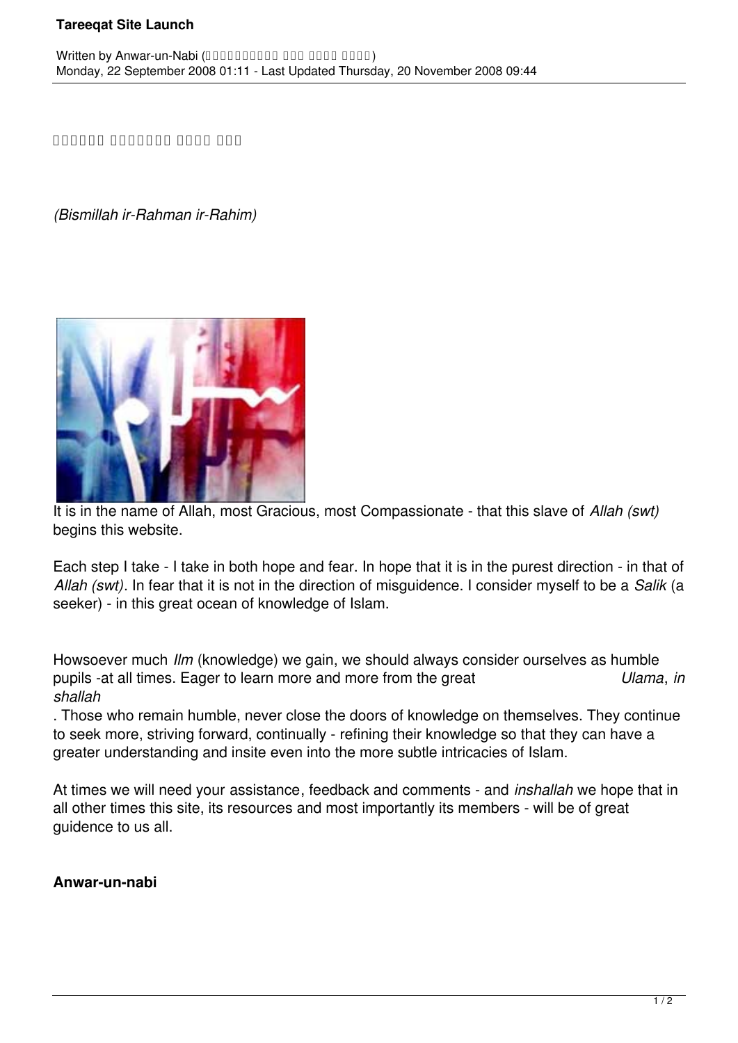# Tareeqat Site Launch

Written by Anwar-un-Nabi
Monday, 22 September 2008 01:11 - Last Updated Thursday, 20 November 2008 09:44

*(Bismillah ir-Rahman ir-Rahim)*

It is in the name of Allah, most Gracious, most Compassionate - that this slave of *Allah (swt)* begins this website.

Each step I take - I take in both hope and fear. In hope that it is in the purest direction - in that of *Allah (swt)*. In fear that it is not in the direction of misguidence. I consider myself to be a *Salik* (a seeker) - in this great ocean of knowledge of Islam.

Howsoever much *Ilm* (knowledge) we gain, we should always consider ourselves as humble pupils -at all times. Eager to learn more and more from the great *Ulama*, *in shallah*. Those who remain humble, never close the doors of knowledge on themselves. They continue to seek more, striving forward, continually - refining their knowledge so that they can have a greater understanding and insite even into the more subtle intricacies of Islam.

At times we will need your assistance, feedback and comments - and *inshallah* we hope that in all other times this site, its resources and most importantly its members - will be of great guidence to us all.

**Anwar-un-nabi**